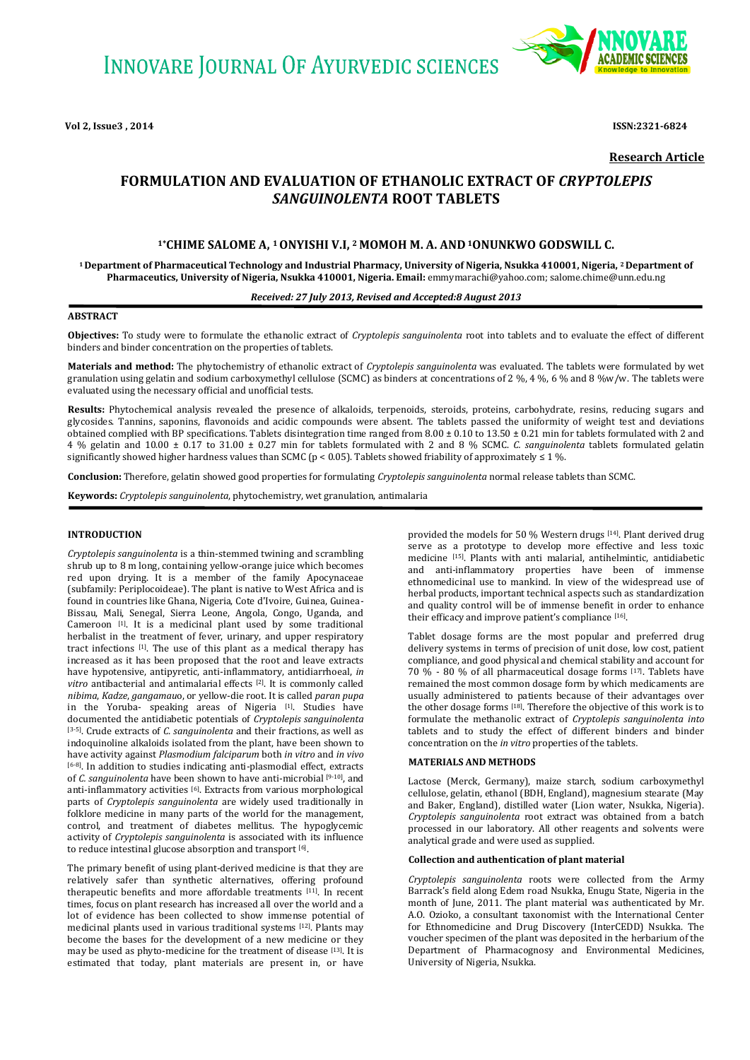**Research Article**

# FORMULATION AND EVALUATION OF ETHANOLIC EXTRACT OF *CRYPTOLEPIS SANGUINOLENTA* ROOT TABLETS

**[1*]CHIME SALOME A, [1] ONYISHI V.I, [2] MOMOH M. A. AND [1]ONUNKWO GODSWILL C.**

**[1] Department of Pharmaceutical Technology and Industrial Pharmacy, University of Nigeria, Nsukka 410001, Nigeria, [2] Department of Pharmaceutics, University of Nigeria, Nsukka 410001, Nigeria. Email:** emmymarachi@yahoo.com; salome.chime@unn.edu.ng

***Received: 27 July 2013, Revised and Accepted:8 August 2013***

## ABSTRACT

**Objectives:** To study were to formulate the ethanolic extract of *Cryptolepis sanguinolenta* root into tablets and to evaluate the effect of different binders and binder concentration on the properties of tablets.

**Materials and method:** The phytochemistry of ethanolic extract of *Cryptolepis sanguinolenta* was evaluated. The tablets were formulated by wet granulation using gelatin and sodium carboxymethyl cellulose (SCMC) as binders at concentrations of 2 %, 4 %, 6 % and 8 %w/w. The tablets were evaluated using the necessary official and unofficial tests.

**Results:** Phytochemical analysis revealed the presence of alkaloids, terpenoids, steroids, proteins, carbohydrate, resins, reducing sugars and glycosides. Tannins, saponins, flavonoids and acidic compounds were absent. The tablets passed the uniformity of weight test and deviations obtained complied with BP specifications. Tablets disintegration time ranged from 8.00 ± 0.10 to 13.50 ± 0.21 min for tablets formulated with 2 and 4 % gelatin and 10.00 ± 0.17 to 31.00 ± 0.27 min for tablets formulated with 2 and 8 % SCMC. *C. sanguinolenta* tablets formulated gelatin significantly showed higher hardness values than SCMC ($p < 0.05$). Tablets showed friability of approximately ≤ 1 %.

**Conclusion:** Therefore, gelatin showed good properties for formulating *Cryptolepis sanguinolenta* normal release tablets than SCMC.

**Keywords:** *Cryptolepis sanguinolenta*, phytochemistry, wet granulation, antimalaria

## INTRODUCTION

*Cryptolepis sanguinolenta* is a thin-stemmed twining and scrambling shrub up to 8 m long, containing yellow-orange juice which becomes red upon drying. It is a member of the family Apocynaceae (subfamily: Periplocoideae). The plant is native to West Africa and is found in countries like Ghana, Nigeria, Cote d'Ivoire, Guinea, Guinea-Bissau, Mali, Senegal, Sierra Leone, Angola, Congo, Uganda, and Cameroon [1]. It is a medicinal plant used by some traditional herbalist in the treatment of fever, urinary, and upper respiratory tract infections [1]. The use of this plant as a medical therapy has increased as it has been proposed that the root and leave extracts have hypotensive, antipyretic, anti-inflammatory, antidiarrhoeal, *in vitro* antibacterial and antimalarial effects [2]. It is commonly called *nibima*, *Kadze*, *gangamau*o, or yellow-die root. It is called *paran pupa* in the Yoruba- speaking areas of Nigeria [1]. Studies have documented the antidiabetic potentials of *Cryptolepis sanguinolenta* [3-5]. Crude extracts of *C. sanguinolenta* and their fractions, as well as indoquinoline alkaloids isolated from the plant, have been shown to have activity against *Plasmodium falciparum* both *in vitro* and *in vivo* [6-8]. In addition to studies indicating anti-plasmodial effect, extracts of *C. sanguinolenta* have been shown to have anti-microbial [9-10], and anti-inflammatory activities [6]. Extracts from various morphological parts of *Cryptolepis sanguinolenta* are widely used traditionally in folklore medicine in many parts of the world for the management, control, and treatment of diabetes mellitus. The hypoglycemic activity of *Cryptolepis sanguinolenta* is associated with its influence to reduce intestinal glucose absorption and transport [6].

The primary benefit of using plant-derived medicine is that they are relatively safer than synthetic alternatives, offering profound therapeutic benefits and more affordable treatments [11]. In recent times, focus on plant research has increased all over the world and a lot of evidence has been collected to show immense potential of medicinal plants used in various traditional systems [12]. Plants may become the bases for the development of a new medicine or they may be used as phyto-medicine for the treatment of disease [13]. It is estimated that today, plant materials are present in, or have provided the models for 50 % Western drugs [14]. Plant derived drug serve as a prototype to develop more effective and less toxic medicine [15]. Plants with anti malarial, antihelmintic, antidiabetic and anti-inflammatory properties have been of immense ethnomedicinal use to mankind. In view of the widespread use of herbal products, important technical aspects such as standardization and quality control will be of immense benefit in order to enhance their efficacy and improve patient's compliance [16].

Tablet dosage forms are the most popular and preferred drug delivery systems in terms of precision of unit dose, low cost, patient compliance, and good physical and chemical stability and account for 70 % - 80 % of all pharmaceutical dosage forms [17]. Tablets have remained the most common dosage form by which medicaments are usually administered to patients because of their advantages over the other dosage forms [18]. Therefore the objective of this work is to formulate the methanolic extract of *Cryptolepis sanguinolenta into* tablets and to study the effect of different binders and binder concentration on the *in vitro* properties of the tablets.

## MATERIALS AND METHODS

Lactose (Merck, Germany), maize starch, sodium carboxymethyl cellulose, gelatin, ethanol (BDH, England), magnesium stearate (May and Baker, England), distilled water (Lion water, Nsukka, Nigeria). *Cryptolepis sanguinolenta* root extract was obtained from a batch processed in our laboratory. All other reagents and solvents were analytical grade and were used as supplied.

### Collection and authentication of plant material

*Cryptolepis sanguinolenta* roots were collected from the Army Barrack's field along Edem road Nsukka, Enugu State, Nigeria in the month of June, 2011. The plant material was authenticated by Mr. A.O. Ozioko, a consultant taxonomist with the International Center for Ethnomedicine and Drug Discovery (InterCEDD) Nsukka. The voucher specimen of the plant was deposited in the herbarium of the Department of Pharmacognosy and Environmental Medicines, University of Nigeria, Nsukka.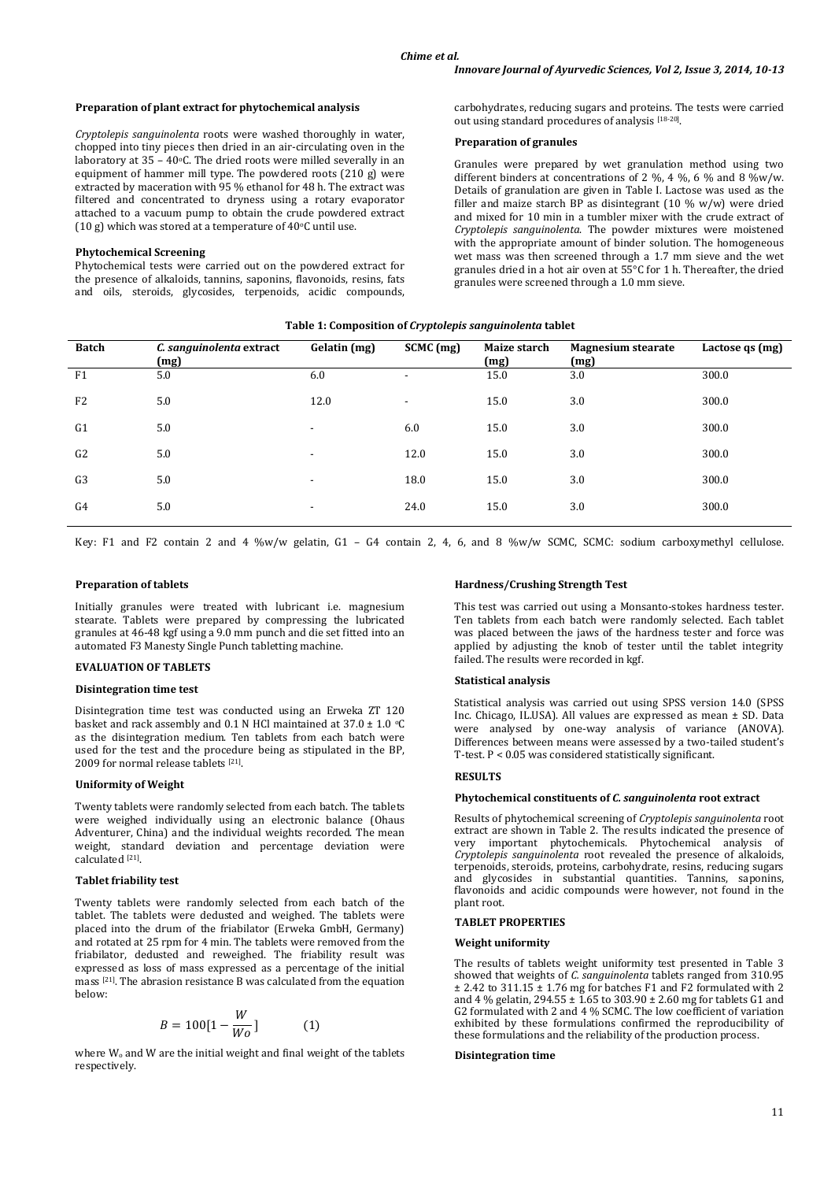**Preparation of plant extract for phytochemical analysis**

*Cryptolepis sanguinolenta* roots were washed thoroughly in water, chopped into tiny pieces then dried in an air-circulating oven in the laboratory at 35 – 40°C. The dried roots were milled severally in an equipment of hammer mill type. The powdered roots (210 g) were extracted by maceration with 95 % ethanol for 48 h. The extract was filtered and concentrated to dryness using a rotary evaporator attached to a vacuum pump to obtain the crude powdered extract (10 g) which was stored at a temperature of 40°C until use.

**Phytochemical Screening**

Phytochemical tests were carried out on the powdered extract for the presence of alkaloids, tannins, saponins, flavonoids, resins, fats and oils, steroids, glycosides, terpenoids, acidic compounds, carbohydrates, reducing sugars and proteins. The tests were carried out using standard procedures of analysis [18-20].

**Preparation of granules**

Granules were prepared by wet granulation method using two different binders at concentrations of 2 %, 4 %, 6 % and 8 %w/w. Details of granulation are given in Table I. Lactose was used as the filler and maize starch BP as disintegrant (10 % w/w) were dried and mixed for 10 min in a tumbler mixer with the crude extract of *Cryptolepis sanguinolenta*. The powder mixtures were moistened with the appropriate amount of binder solution. The homogeneous wet mass was then screened through a 1.7 mm sieve and the wet granules dried in a hot air oven at 55°C for 1 h. Thereafter, the dried granules were screened through a 1.0 mm sieve.

**Table 1: Composition of *Cryptolepis sanguinolenta* tablet**

| Batch | *C. sanguinolenta* extract (mg) | Gelatin (mg) | SCMC (mg) | Maize starch (mg) | Magnesium stearate (mg) | Lactose qs (mg) |
|---|---|---|---|---|---|---|
| F1 | 5.0 | 6.0 | - | 15.0 | 3.0 | 300.0 |
| F2 | 5.0 | 12.0 | - | 15.0 | 3.0 | 300.0 |
| G1 | 5.0 | - | 6.0 | 15.0 | 3.0 | 300.0 |
| G2 | 5.0 | - | 12.0 | 15.0 | 3.0 | 300.0 |
| G3 | 5.0 | - | 18.0 | 15.0 | 3.0 | 300.0 |
| G4 | 5.0 | - | 24.0 | 15.0 | 3.0 | 300.0 |

Key: F1 and F2 contain 2 and 4 %w/w gelatin, G1 – G4 contain 2, 4, 6, and 8 %w/w SCMC, SCMC: sodium carboxymethyl cellulose.

**Preparation of tablets**

Initially granules were treated with lubricant i.e. magnesium stearate. Tablets were prepared by compressing the lubricated granules at 46-48 kgf using a 9.0 mm punch and die set fitted into an automated F3 Manesty Single Punch tabletting machine.

**EVALUATION OF TABLETS**

**Disintegration time test**

Disintegration time test was conducted using an Erweka ZT 120 basket and rack assembly and 0.1 N HCl maintained at 37.0 ± 1.0 °C as the disintegration medium. Ten tablets from each batch were used for the test and the procedure being as stipulated in the BP, 2009 for normal release tablets [21].

**Uniformity of Weight**

Twenty tablets were randomly selected from each batch. The tablets were weighed individually using an electronic balance (Ohaus Adventurer, China) and the individual weights recorded. The mean weight, standard deviation and percentage deviation were calculated [21].

**Tablet friability test**

Twenty tablets were randomly selected from each batch of the tablet. The tablets were dedusted and weighed. The tablets were placed into the drum of the friabilator (Erweka GmbH, Germany) and rotated at 25 rpm for 4 min. The tablets were removed from the friabilator, dedusted and reweighed. The friability result was expressed as loss of mass expressed as a percentage of the initial mass [21]. The abrasion resistance B was calculated from the equation below:

$$B = 100[1 - \frac{W}{Wo}] \qquad (1)$$

where $W_o$ and W are the initial weight and final weight of the tablets respectively.

**Hardness/Crushing Strength Test**

This test was carried out using a Monsanto-stokes hardness tester. Ten tablets from each batch were randomly selected. Each tablet was placed between the jaws of the hardness tester and force was applied by adjusting the knob of tester until the tablet integrity failed. The results were recorded in kgf.

**Statistical analysis**

Statistical analysis was carried out using SPSS version 14.0 (SPSS Inc. Chicago, IL.USA). All values are expressed as mean ± SD. Data were analysed by one-way analysis of variance (ANOVA). Differences between means were assessed by a two-tailed student's T-test. $P < 0.05$ was considered statistically significant.

**RESULTS**

**Phytochemical constituents of *C. sanguinolenta* root extract**

Results of phytochemical screening of *Cryptolepis sanguinolenta* root extract are shown in Table 2. The results indicated the presence of very important phytochemicals. Phytochemical analysis of *Cryptolepis sanguinolenta* root revealed the presence of alkaloids, terpenoids, steroids, proteins, carbohydrate, resins, reducing sugars and glycosides in substantial quantities. Tannins, saponins, flavonoids and acidic compounds were however, not found in the plant root.

**TABLET PROPERTIES**

**Weight uniformity**

The results of tablets weight uniformity test presented in Table 3 showed that weights of *C. sanguinolenta* tablets ranged from 310.95 ± 2.42 to 311.15 ± 1.76 mg for batches F1 and F2 formulated with 2 and 4 % gelatin, 294.55 ± 1.65 to 303.90 ± 2.60 mg for tablets G1 and G2 formulated with 2 and 4 % SCMC. The low coefficient of variation exhibited by these formulations confirmed the reproducibility of these formulations and the reliability of the production process.

**Disintegration time**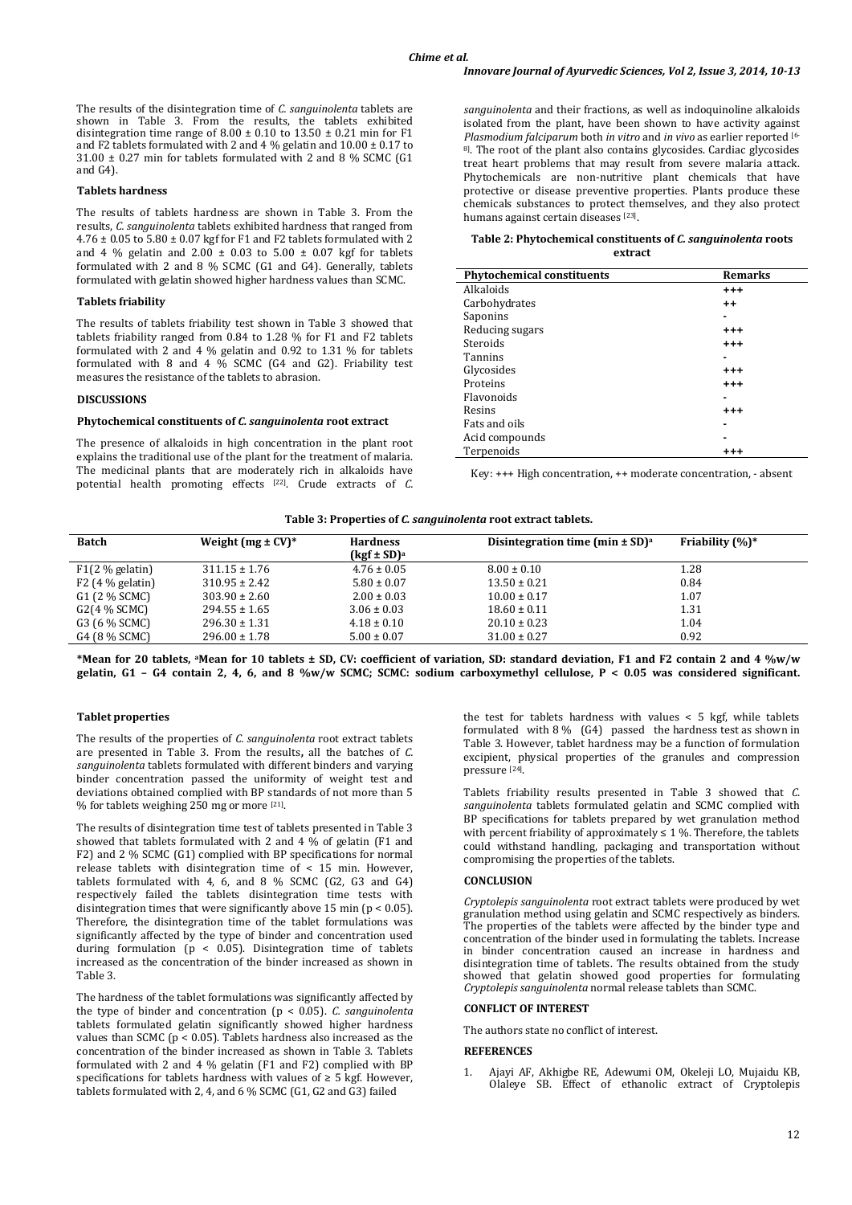The results of the disintegration time of *C. sanguinolenta* tablets are shown in Table 3. From the results, the tablets exhibited disintegration time range of 8.00 ± 0.10 to 13.50 ± 0.21 min for F1 and F2 tablets formulated with 2 and 4 % gelatin and 10.00 ± 0.17 to 31.00 ± 0.27 min for tablets formulated with 2 and 8 % SCMC (G1 and G4).

#### Tablets hardness

The results of tablets hardness are shown in Table 3. From the results, *C. sanguinolenta* tablets exhibited hardness that ranged from 4.76 ± 0.05 to 5.80 ± 0.07 kgf for F1 and F2 tablets formulated with 2 and 4 % gelatin and 2.00 ± 0.03 to 5.00 ± 0.07 kgf for tablets formulated with 2 and 8 % SCMC (G1 and G4). Generally, tablets formulated with gelatin showed higher hardness values than SCMC.

#### Tablets friability

The results of tablets friability test shown in Table 3 showed that tablets friability ranged from 0.84 to 1.28 % for F1 and F2 tablets formulated with 2 and 4 % gelatin and 0.92 to 1.31 % for tablets formulated with 8 and 4 % SCMC (G4 and G2). Friability test measures the resistance of the tablets to abrasion.

## DISCUSSIONS

#### Phytochemical constituents of *C. sanguinolenta* root extract

The presence of alkaloids in high concentration in the plant root explains the traditional use of the plant for the treatment of malaria. The medicinal plants that are moderately rich in alkaloids have potential health promoting effects [22]. Crude extracts of *C. sanguinolenta* and their fractions, as well as indoquinoline alkaloids isolated from the plant, have been shown to have activity against *Plasmodium falciparum* both *in vitro* and *in vivo* as earlier reported [6-8]. The root of the plant also contains glycosides. Cardiac glycosides treat heart problems that may result from severe malaria attack. Phytochemicals are non-nutritive plant chemicals that have protective or disease preventive properties. Plants produce these chemicals substances to protect themselves, and they also protect humans against certain diseases [23].

**Table 2: Phytochemical constituents of *C. sanguinolenta* roots extract**

| Phytochemical constituents | Remarks |
|---|---|
| Alkaloids | +++ |
| Carbohydrates | ++ |
| Saponins | - |
| Reducing sugars | +++ |
| Steroids | +++ |
| Tannins | - |
| Glycosides | +++ |
| Proteins | +++ |
| Flavonoids | - |
| Resins | +++ |
| Fats and oils | - |
| Acid compounds | - |
| Terpenoids | +++ |

Key: +++ High concentration, ++ moderate concentration, - absent

**Table 3: Properties of *C. sanguinolenta* root extract tablets.**

| Batch | Weight (mg ± CV)* | Hardness (kgf ± SD)[a] | Disintegration time (min ± SD)[a] | Friability (%)* |
|---|---|---|---|---|
| F1(2 % gelatin) | 311.15 ± 1.76 | 4.76 ± 0.05 | 8.00 ± 0.10 | 1.28 |
| F2 (4 % gelatin) | 310.95 ± 2.42 | 5.80 ± 0.07 | 13.50 ± 0.21 | 0.84 |
| G1 (2 % SCMC) | 303.90 ± 2.60 | 2.00 ± 0.03 | 10.00 ± 0.17 | 1.07 |
| G2(4 % SCMC) | 294.55 ± 1.65 | 3.06 ± 0.03 | 18.60 ± 0.11 | 1.31 |
| G3 (6 % SCMC) | 296.30 ± 1.31 | 4.18 ± 0.10 | 20.10 ± 0.23 | 1.04 |
| G4 (8 % SCMC) | 296.00 ± 1.78 | 5.00 ± 0.07 | 31.00 ± 0.27 | 0.92 |

**\*Mean for 20 tablets, [a]Mean for 10 tablets ± SD, CV: coefficient of variation, SD: standard deviation, F1 and F2 contain 2 and 4 %w/w gelatin, G1 – G4 contain 2, 4, 6, and 8 %w/w SCMC; SCMC: sodium carboxymethyl cellulose, $P < 0.05$ was considered significant.**

#### Tablet properties

The results of the properties of *C. sanguinolenta* root extract tablets are presented in Table 3. From the results**,** all the batches of *C. sanguinolenta* tablets formulated with different binders and varying binder concentration passed the uniformity of weight test and deviations obtained complied with BP standards of not more than 5 % for tablets weighing 250 mg or more [21].

The results of disintegration time test of tablets presented in Table 3 showed that tablets formulated with 2 and 4 % of gelatin (F1 and F2) and 2 % SCMC (G1) complied with BP specifications for normal release tablets with disintegration time of < 15 min. However, tablets formulated with 4, 6, and 8 % SCMC (G2, G3 and G4) respectively failed the tablets disintegration time tests with disintegration times that were significantly above 15 min ($p < 0.05$). Therefore, the disintegration time of the tablet formulations was significantly affected by the type of binder and concentration used during formulation ($p < 0.05$). Disintegration time of tablets increased as the concentration of the binder increased as shown in Table 3.

The hardness of the tablet formulations was significantly affected by the type of binder and concentration ($p < 0.05$). *C. sanguinolenta* tablets formulated gelatin significantly showed higher hardness values than SCMC ($p < 0.05$). Tablets hardness also increased as the concentration of the binder increased as shown in Table 3. Tablets formulated with 2 and 4 % gelatin (F1 and F2) complied with BP specifications for tablets hardness with values of ≥ 5 kgf. However, tablets formulated with 2, 4, and 6 % SCMC (G1, G2 and G3) failed the test for tablets hardness with values < 5 kgf, while tablets formulated with 8 % (G4) passed the hardness test as shown in Table 3. However, tablet hardness may be a function of formulation excipient, physical properties of the granules and compression pressure [24].

Tablets friability results presented in Table 3 showed that *C. sanguinolenta* tablets formulated gelatin and SCMC complied with BP specifications for tablets prepared by wet granulation method with percent friability of approximately ≤ 1 %. Therefore, the tablets could withstand handling, packaging and transportation without compromising the properties of the tablets.

## CONCLUSION

*Cryptolepis sanguinolenta* root extract tablets were produced by wet granulation method using gelatin and SCMC respectively as binders. The properties of the tablets were affected by the binder type and concentration of the binder used in formulating the tablets. Increase in binder concentration caused an increase in hardness and disintegration time of tablets. The results obtained from the study showed that gelatin showed good properties for formulating *Cryptolepis sanguinolenta* normal release tablets than SCMC.

## CONFLICT OF INTEREST

The authors state no conflict of interest.

## REFERENCES

1. Ajayi AF, Akhigbe RE, Adewumi OM, Okeleji LO, Mujaidu KB, Olaleye SB. Effect of ethanolic extract of Cryptolepis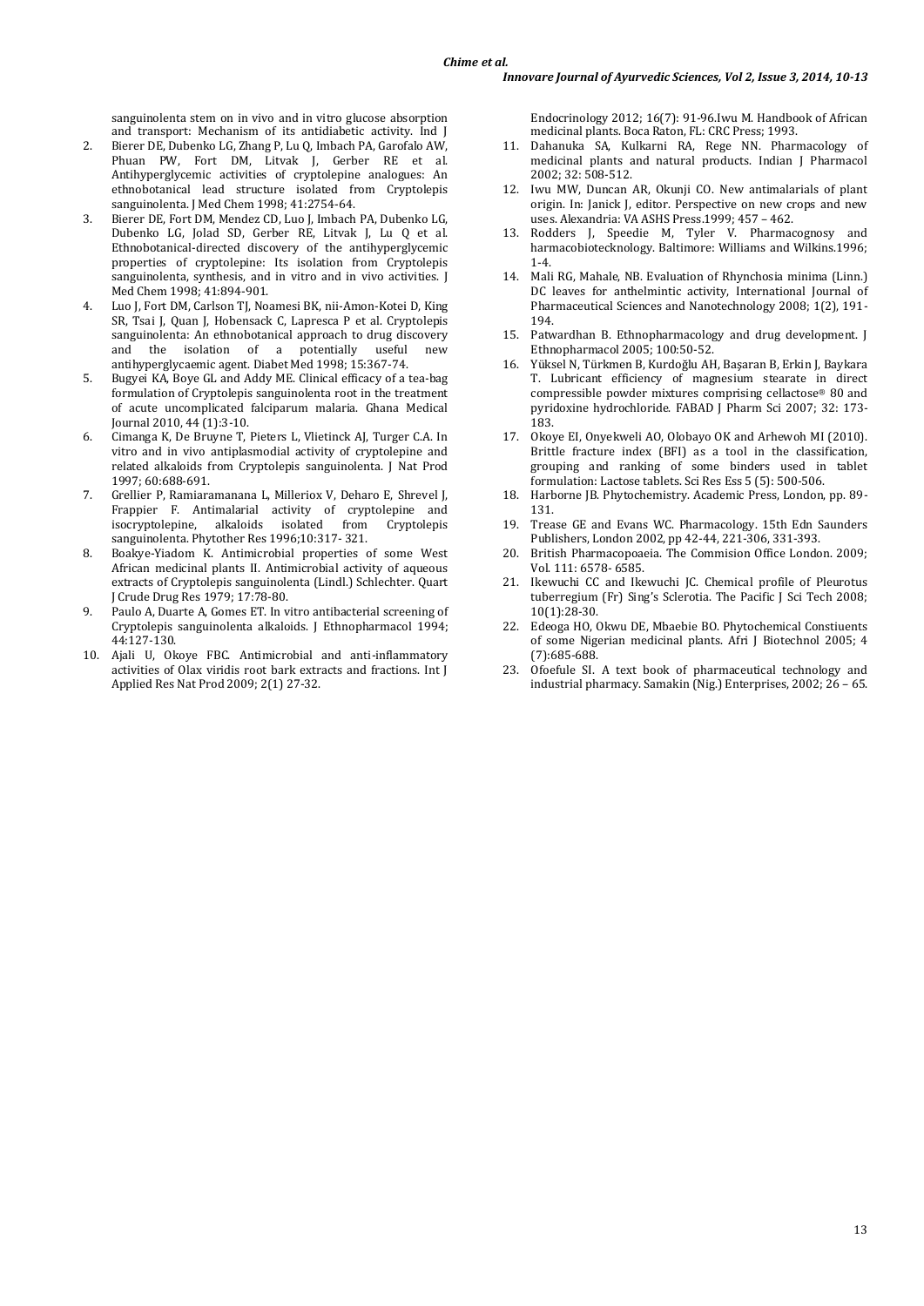sanguinolenta stem on in vivo and in vitro glucose absorption and transport: Mechanism of its antidiabetic activity. Ind J Endocrinology 2012; 16(7): 91-96.Iwu M. Handbook of African medicinal plants. Boca Raton, FL: CRC Press; 1993.

2. Bierer DE, Dubenko LG, Zhang P, Lu Q, Imbach PA, Garofalo AW, Phuan PW, Fort DM, Litvak J, Gerber RE et al. Antihyperglycemic activities of cryptolepine analogues: An ethnobotanical lead structure isolated from Cryptolepis sanguinolenta. J Med Chem 1998; 41:2754-64.
3. Bierer DE, Fort DM, Mendez CD, Luo J, Imbach PA, Dubenko LG, Dubenko LG, Jolad SD, Gerber RE, Litvak J, Lu Q et al. Ethnobotanical-directed discovery of the antihyperglycemic properties of cryptolepine: Its isolation from Cryptolepis sanguinolenta, synthesis, and in vitro and in vivo activities. J Med Chem 1998; 41:894-901.
4. Luo J, Fort DM, Carlson TJ, Noamesi BK, nii-Amon-Kotei D, King SR, Tsai J, Quan J, Hobensack C, Lapresca P et al. Cryptolepis sanguinolenta: An ethnobotanical approach to drug discovery and the isolation of a potentially useful new antihyperglycaemic agent. Diabet Med 1998; 15:367-74.
5. Bugyei KA, Boye GL and Addy ME. Clinical efficacy of a tea-bag formulation of Cryptolepis sanguinolenta root in the treatment of acute uncomplicated falciparum malaria. Ghana Medical Journal 2010, 44 (1):3-10.
6. Cimanga K, De Bruyne T, Pieters L, Vlietinck AJ, Turger C.A. In vitro and in vivo antiplasmodial activity of cryptolepine and related alkaloids from Cryptolepis sanguinolenta. J Nat Prod 1997; 60:688-691.
7. Grellier P, Ramiaramanana L, Milleriox V, Deharo E, Shrevel J, Frappier F. Antimalarial activity of cryptolepine and isocryptolepine, alkaloids isolated from Cryptolepis sanguinolenta. Phytother Res 1996;10:317- 321.
8. Boakye-Yiadom K. Antimicrobial properties of some West African medicinal plants II. Antimicrobial activity of aqueous extracts of Cryptolepis sanguinolenta (Lindl.) Schlechter. Quart J Crude Drug Res 1979; 17:78-80.
9. Paulo A, Duarte A, Gomes ET. In vitro antibacterial screening of Cryptolepis sanguinolenta alkaloids. J Ethnopharmacol 1994; 44:127-130.
10. Ajali U, Okoye FBC. Antimicrobial and anti-inflammatory activities of Olax viridis root bark extracts and fractions. Int J Applied Res Nat Prod 2009; 2(1) 27-32.
11. Dahanuka SA, Kulkarni RA, Rege NN. Pharmacology of medicinal plants and natural products. Indian J Pharmacol 2002; 32: 508-512.
12. Iwu MW, Duncan AR, Okunji CO. New antimalarials of plant origin. In: Janick J, editor. Perspective on new crops and new uses. Alexandria: VA ASHS Press.1999; 457 – 462.
13. Rodders J, Speedie M, Tyler V. Pharmacognosy and harmacobiotecknology. Baltimore: Williams and Wilkins.1996; 1-4.
14. Mali RG, Mahale, NB. Evaluation of Rhynchosia minima (Linn.) DC leaves for anthelmintic activity, International Journal of Pharmaceutical Sciences and Nanotechnology 2008; 1(2), 191-194.
15. Patwardhan B. Ethnopharmacology and drug development. J Ethnopharmacol 2005; 100:50-52.
16. Yüksel N, Türkmen B, Kurdoğlu AH, Başaran B, Erkin J, Baykara T. Lubricant efficiency of magnesium stearate in direct compressible powder mixtures comprising cellactose® 80 and pyridoxine hydrochloride. FABAD J Pharm Sci 2007; 32: 173-183.
17. Okoye EI, Onyekweli AO, Olobayo OK and Arhewoh MI (2010). Brittle fracture index (BFI) as a tool in the classification, grouping and ranking of some binders used in tablet formulation: Lactose tablets. Sci Res Ess 5 (5): 500-506.
18. Harborne JB. Phytochemistry. Academic Press, London, pp. 89-131.
19. Trease GE and Evans WC. Pharmacology. 15th Edn Saunders Publishers, London 2002, pp 42-44, 221-306, 331-393.
20. British Pharmacopoaeia. The Commision Office London. 2009; Vol. 111: 6578- 6585.
21. Ikewuchi CC and Ikewuchi JC. Chemical profile of Pleurotus tuberregium (Fr) Sing's Sclerotia. The Pacific J Sci Tech 2008; 10(1):28-30.
22. Edeoga HO, Okwu DE, Mbaebie BO. Phytochemical Constiuents of some Nigerian medicinal plants. Afri J Biotechnol 2005; 4 (7):685-688.
23. Ofoefule SI. A text book of pharmaceutical technology and industrial pharmacy. Samakin (Nig.) Enterprises, 2002; 26 – 65.